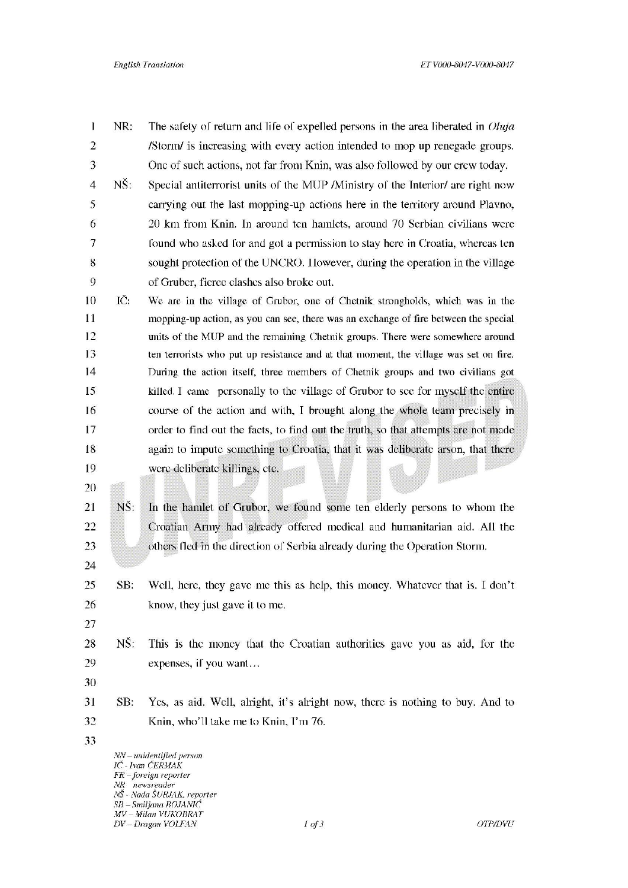NR: The safety of return and life of expelled persons in the area liberated in *Oluja* /Storm/ is increasing with every action intended to mop up renegade groups. One of such actions, not far from Knin, was also followed by our crew today.

NŠ: Special antiterrorist units of the MUP /Ministry of the Interior/ are right now carrying out the last mopping-up actions here in the territory around Plavno, 20 km from Knin. In around ten hamlets, around 70 Serbian civilians were found who asked for and got a permission to stay here in Croatia, whereas ten sought protection of the UNCRO. However, during the operation in the village of Gruber, fierce clashes also broke out.

IČ: We are in the village of Grubor, one of Chetnik strongholds, which was in the mopping-up action, as you can see, there was an exchange of fire between the special units of the MUP and the remaining Chetnik groups. There were somewhere around ten terrorists who put up resistance and at that moment, the village was set on fire. During the action itself, three members of Chetnik groups and two civilians got killed. I came personally to the village of Grubor to see for myself the entire course of the action and with, I brought along the whole team precisely in order to find out the facts, to find out the truth, so that attempts are not made again to impute something to Croatia, that it was deliberate arson, that there were deliberate killings, etc.

NŠ: In the hamlet of Grubor, we found some ten elderly persons to whom the Croatian Army had already offered medical and humanitarian aid. All the others fled in the direction of Serbia already during the Operation Storm.

SB: Well, here, they gave me this as help, this money. Whatever that is. I don't know, they just gave it to me.

NŠ: This is the money that the Croatian authorities gave you as aid, for the expenses, if you want…

SB: Yes, as aid. Well, alright, it's alright now, there is nothing to buy. And to Knin, who'll take me to Knin, I'm 76.

*NN – unidentified person*
*IČ - Ivan ČERMAK*
*FR – foreign reporter*
*NR newsreader*
*NŠ - Nada ŠURJAK, reporter*
*SB – Smiljana BOJANIĆ*
*MV – Milan VUKOBRAT*
*DV – Dragan VOLFAN*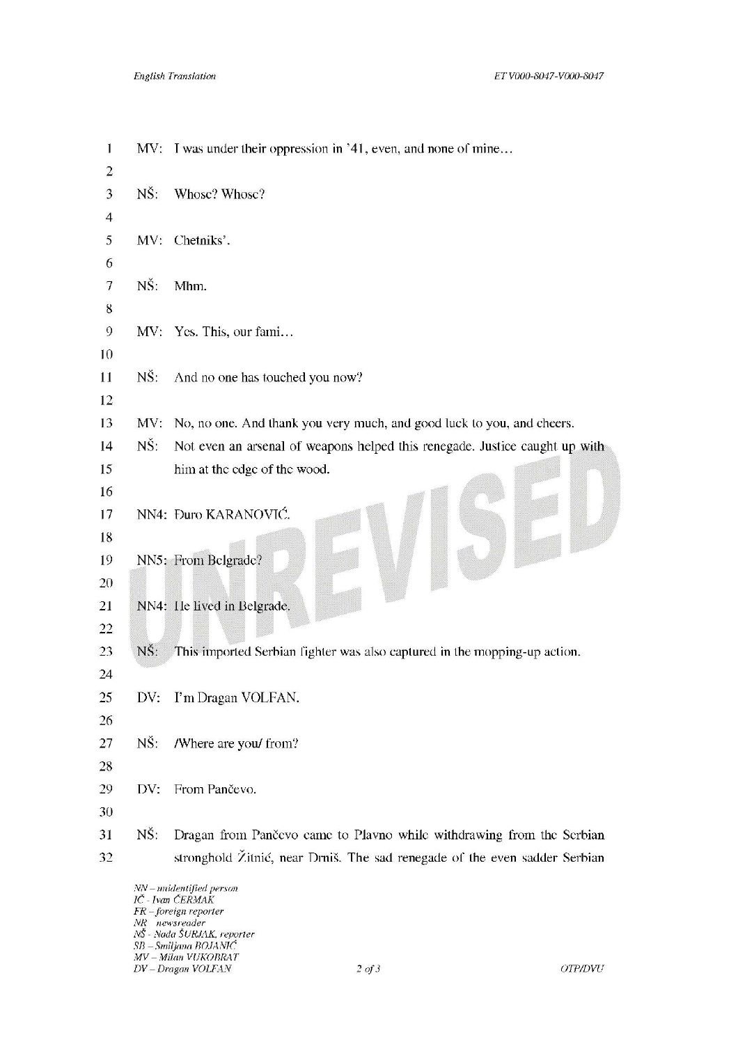1 MV: I was under their oppression in '41, even, and none of mine…

3 NŠ: Whose? Whose?

5 MV: Chetniks'.

7 NŠ: Mhm.

9 MV: Yes. This, our fami…

11 NŠ: And no one has touched you now?

13 MV: No, no one. And thank you very much, and good luck to you, and cheers.

14 NŠ: Not even an arsenal of weapons helped this renegade. Justice caught up with
15 him at the edge of the wood.

17 NN4: Đuro KARANOVIĆ.

19 NN5: From Belgrade?

21 NN4: He lived in Belgrade.

23 NŠ: This imported Serbian fighter was also captured in the mopping-up action.

25 DV: I'm Dragan VOLFAN.

27 NŠ: /Where are you/ from?

29 DV: From Pančevo.

31 NŠ: Dragan from Pančevo came to Plavno while withdrawing from the Serbian
32 stronghold Žitnić, near Drniš. The sad renegade of the even sadder Serbian

*NN – unidentified person*
*IČ - Ivan ČERMAK*
*FR – foreign reporter*
*NR – newsreader*
*NŠ - Nada ŠURJAK, reporter*
*SB – Smiljana BOJANIĆ*
*MV – Milan VUKOBRAT*
*DV – Dragan VOLFAN*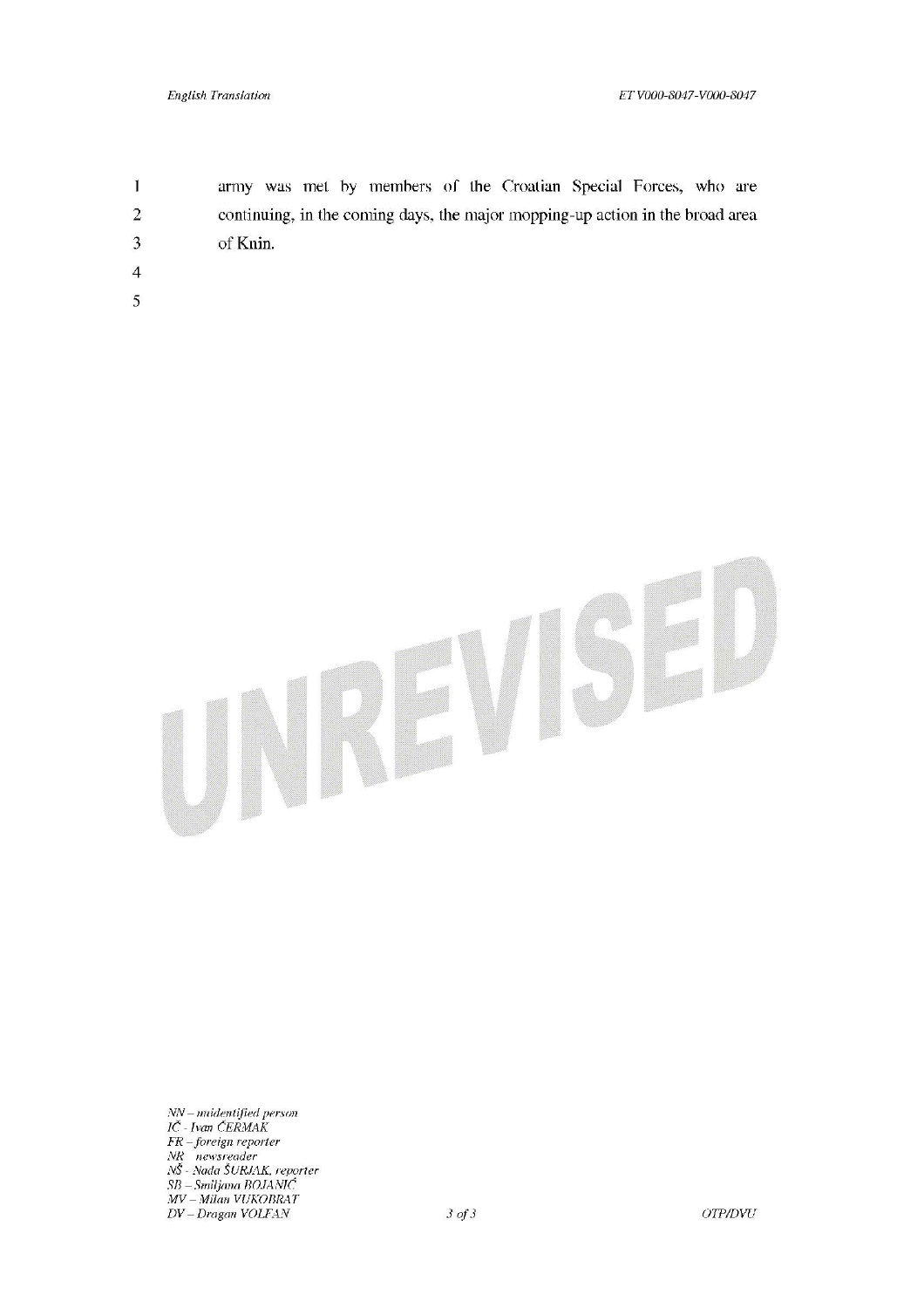army was met by members of the Croatian Special Forces, who are continuing, in the coming days, the major mopping-up action in the broad area of Knin.

UNREVISED

*NN – unidentified person*
*IČ - Ivan ČERMAK*
*FR – foreign reporter*
*NR newsreader*
*NŠ - Nada ŠURJAK, reporter*
*SB – Smiljana BOJANIĆ*
*MV – Milan VUKOBRAT*
*DV – Dragan VOLFAN*